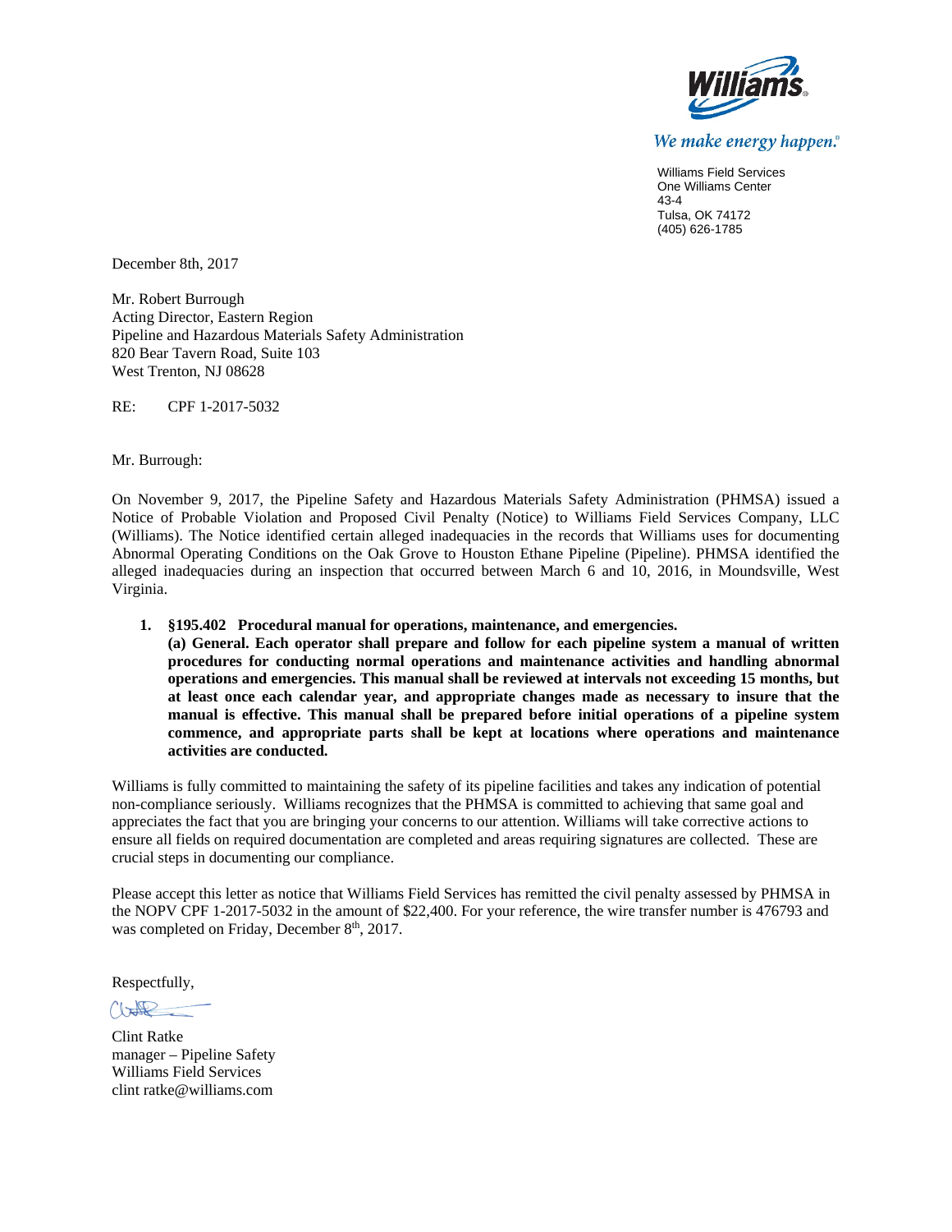Williams

*We make energy happen.*

Williams Field Services
One Williams Center
43-4
Tulsa, OK 74172
(405) 626-1785

December 8th, 2017

Mr. Robert Burrough
Acting Director, Eastern Region
Pipeline and Hazardous Materials Safety Administration
820 Bear Tavern Road, Suite 103
West Trenton, NJ 08628

RE: CPF 1-2017-5032

Mr. Burrough:

On November 9, 2017, the Pipeline Safety and Hazardous Materials Safety Administration (PHMSA) issued a Notice of Probable Violation and Proposed Civil Penalty (Notice) to Williams Field Services Company, LLC (Williams). The Notice identified certain alleged inadequacies in the records that Williams uses for documenting Abnormal Operating Conditions on the Oak Grove to Houston Ethane Pipeline (Pipeline). PHMSA identified the alleged inadequacies during an inspection that occurred between March 6 and 10, 2016, in Moundsville, West Virginia.

1. **§195.402 Procedural manual for operations, maintenance, and emergencies.**
   **(a) General. Each operator shall prepare and follow for each pipeline system a manual of written procedures for conducting normal operations and maintenance activities and handling abnormal operations and emergencies. This manual shall be reviewed at intervals not exceeding 15 months, but at least once each calendar year, and appropriate changes made as necessary to insure that the manual is effective. This manual shall be prepared before initial operations of a pipeline system commence, and appropriate parts shall be kept at locations where operations and maintenance activities are conducted.**

Williams is fully committed to maintaining the safety of its pipeline facilities and takes any indication of potential non-compliance seriously. Williams recognizes that the PHMSA is committed to achieving that same goal and appreciates the fact that you are bringing your concerns to our attention. Williams will take corrective actions to ensure all fields on required documentation are completed and areas requiring signatures are collected. These are crucial steps in documenting our compliance.

Please accept this letter as notice that Williams Field Services has remitted the civil penalty assessed by PHMSA in the NOPV CPF 1-2017-5032 in the amount of $22,400. For your reference, the wire transfer number is 476793 and was completed on Friday, December 8th, 2017.

Respectfully,

Clint Ratke
manager – Pipeline Safety
Williams Field Services
clint ratke@williams.com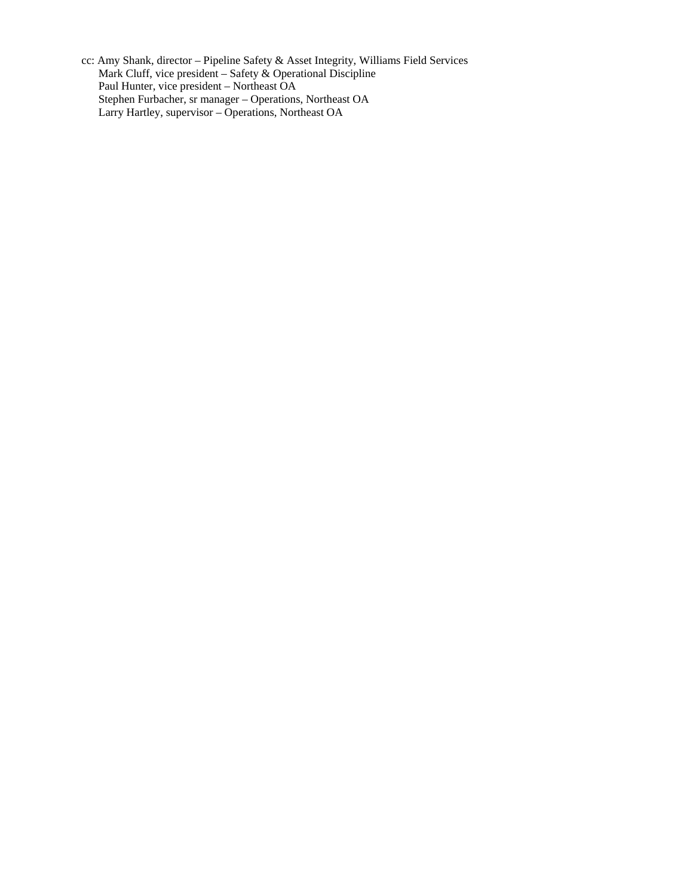cc: Amy Shank, director – Pipeline Safety & Asset Integrity, Williams Field Services
Mark Cluff, vice president – Safety & Operational Discipline
Paul Hunter, vice president – Northeast OA
Stephen Furbacher, sr manager – Operations, Northeast OA
Larry Hartley, supervisor – Operations, Northeast OA